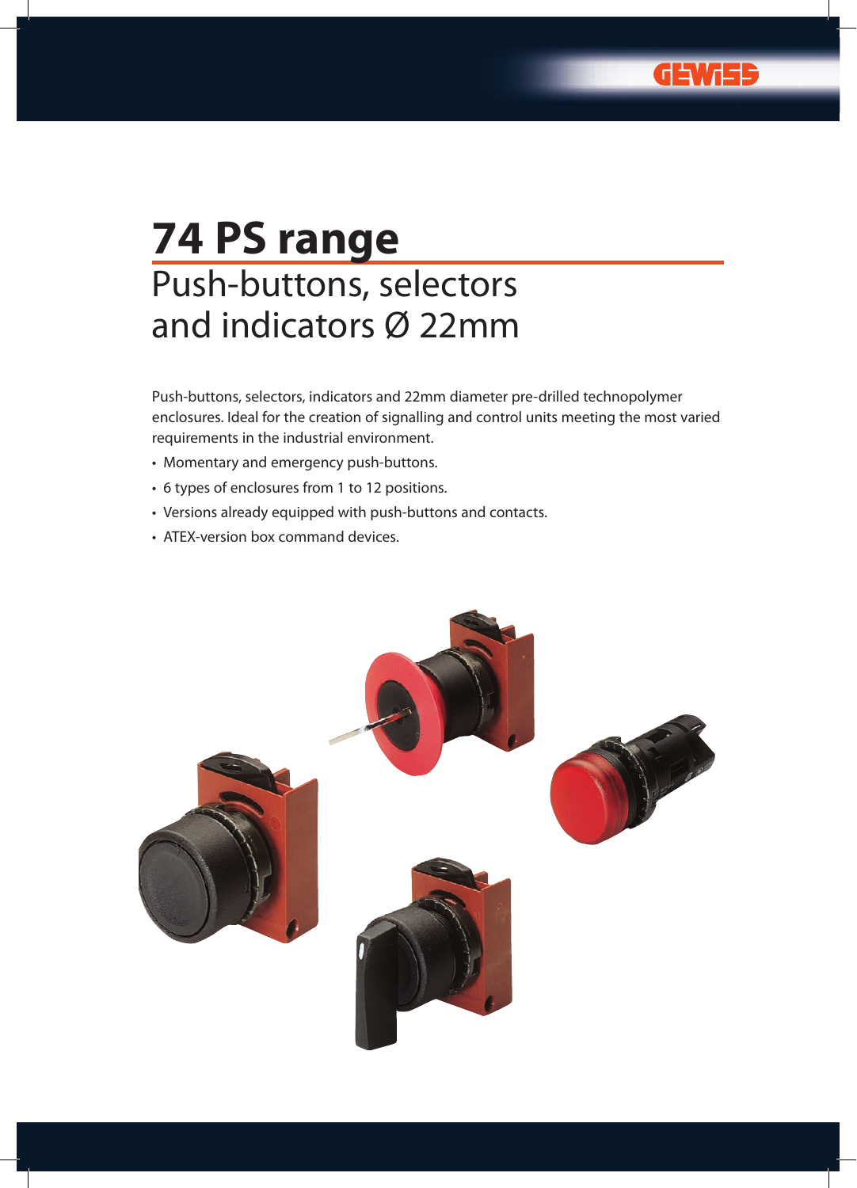# 74 PS range

## Push-buttons, selectors and indicators Ø 22mm

Push-buttons, selectors, indicators and 22mm diameter pre-drilled technopolymer enclosures. Ideal for the creation of signalling and control units meeting the most varied requirements in the industrial environment.

- Momentary and emergency push-buttons.
- 6 types of enclosures from 1 to 12 positions.
- Versions already equipped with push-buttons and contacts.
- ATEX-version box command devices.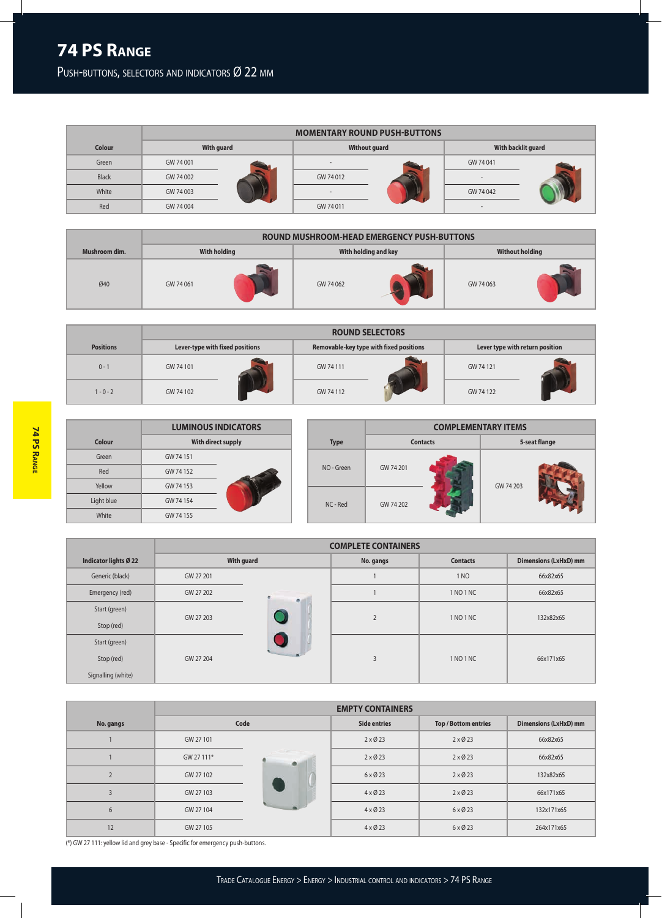# 74 PS Range

## Push-buttons, selectors and indicators Ø 22 mm

| Colour | MOMENTARY ROUND PUSH-BUTTONS | | |
|---|---|---|---|
| | With guard | Without guard | With backlit guard |
| Green | GW 74 001 | - | GW 74 041 |
| Black | GW 74 002 | GW 74 012 | - |
| White | GW 74 003 | - | GW 74 042 |
| Red | GW 74 004 | GW 74 011 | - |

| Mushroom dim. | ROUND MUSHROOM-HEAD EMERGENCY PUSH-BUTTONS | | |
|---|---|---|---|
| | With holding | With holding and key | Without holding |
| Ø40 | GW 74 061 | GW 74 062 | GW 74 063 |

| Positions | ROUND SELECTORS | | |
|---|---|---|---|
| | Lever-type with fixed positions | Removable-key type with fixed positions | Lever type with return position |
| 0 - 1 | GW 74 101 | GW 74 111 | GW 74 121 |
| 1 - 0 - 2 | GW 74 102 | GW 74 112 | GW 74 122 |

| Colour | LUMINOUS INDICATORS |
|---|---|
| | With direct supply |
| Green | GW 74 151 |
| Red | GW 74 152 |
| Yellow | GW 74 153 |
| Light blue | GW 74 154 |
| White | GW 74 155 |

| Type | COMPLEMENTARY ITEMS | |
|---|---|---|
| | Contacts | 5-seat flange |
| NO - Green | GW 74 201 | GW 74 203 |
| NC - Red | GW 74 202 | |

| Indicator lights Ø 22 | COMPLETE CONTAINERS | | | |
|---|---|---|---|---|
| | With guard | No. gangs | Contacts | Dimensions (LxHxD) mm |
| Generic (black) | GW 27 201 | 1 | 1 NO | 66x82x65 |
| Emergency (red) | GW 27 202 | 1 | 1 NO 1 NC | 66x82x65 |
| Start (green)<br>Stop (red) | GW 27 203 | 2 | 1 NO 1 NC | 132x82x65 |
| Start (green)<br>Stop (red)<br>Signalling (white) | GW 27 204 | 3 | 1 NO 1 NC | 66x171x65 |

| No. gangs | EMPTY CONTAINERS | | | |
|---|---|---|---|---|
| | Code | Side entries | Top / Bottom entries | Dimensions (LxHxD) mm |
| 1 | GW 27 101 | 2 x Ø 23 | 2 x Ø 23 | 66x82x65 |
| 1 | GW 27 111* | 2 x Ø 23 | 2 x Ø 23 | 66x82x65 |
| 2 | GW 27 102 | 6 x Ø 23 | 2 x Ø 23 | 132x82x65 |
| 3 | GW 27 103 | 4 x Ø 23 | 2 x Ø 23 | 66x171x65 |
| 6 | GW 27 104 | 4 x Ø 23 | 6 x Ø 23 | 132x171x65 |
| 12 | GW 27 105 | 4 x Ø 23 | 6 x Ø 23 | 264x171x65 |

(*) GW 27 111: yellow lid and grey base - Specific for emergency push-buttons.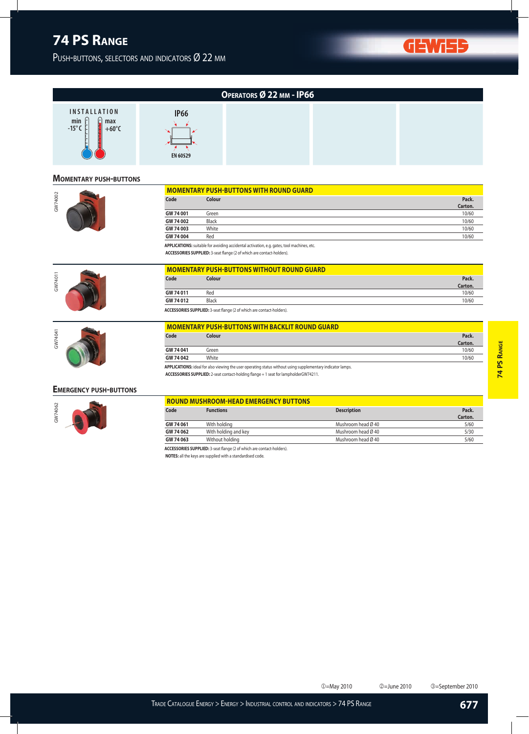# 74 PS Range

## Push-buttons, selectors and indicators Ø 22 mm

### Operators Ø 22 mm - IP66

INSTALLATION
min -15°C max +60°C

IP66
EN 60529

## Momentary push-buttons

GW74002

### MOMENTARY PUSH-BUTTONS WITH ROUND GUARD

| Code | Colour | Pack. Carton. |
|---|---|---|
| GW 74 001 | Green | 10/60 |
| GW 74 002 | Black | 10/60 |
| GW 74 003 | White | 10/60 |
| GW 74 004 | Red | 10/60 |

**APPLICATIONS:** suitable for avoiding accidental activation, e.g. gates, tool machines, etc.
**ACCESSORIES SUPPLIED:** 3-seat flange (2 of which are contact-holders).

GW74011

### MOMENTARY PUSH-BUTTONS WITHOUT ROUND GUARD

| Code | Colour | Pack. Carton. |
|---|---|---|
| GW 74 011 | Red | 10/60 |
| GW 74 012 | Black | 10/60 |

**ACCESSORIES SUPPLIED:** 3-seat flange (2 of which are contact-holders).

GW74041

### MOMENTARY PUSH-BUTTONS WITH BACKLIT ROUND GUARD

| Code | Colour | Pack. Carton. |
|---|---|---|
| GW 74 041 | Green | 10/60 |
| GW 74 042 | White | 10/60 |

**APPLICATIONS:** ideal for also viewing the user operating status without using supplementary indicator lamps.
**ACCESSORIES SUPPLIED:** 2-seat contact-holding flange + 1 seat for lampholderGW74211.

## Emergency push-buttons

GW74062

### ROUND MUSHROOM-HEAD EMERGENCY BUTTONS

| Code | Functions | Description | Pack. Carton. |
|---|---|---|---|
| GW 74 061 | With holding | Mushroom head Ø 40 | 5/60 |
| GW 74 062 | With holding and key | Mushroom head Ø 40 | 5/30 |
| GW 74 063 | Without holding | Mushroom head Ø 40 | 5/60 |

**ACCESSORIES SUPPLIED:** 3-seat flange (2 of which are contact-holders).
**NOTES:** all the keys are supplied with a standardised code.

①=May 2010 ②=June 2010 ③=September 2010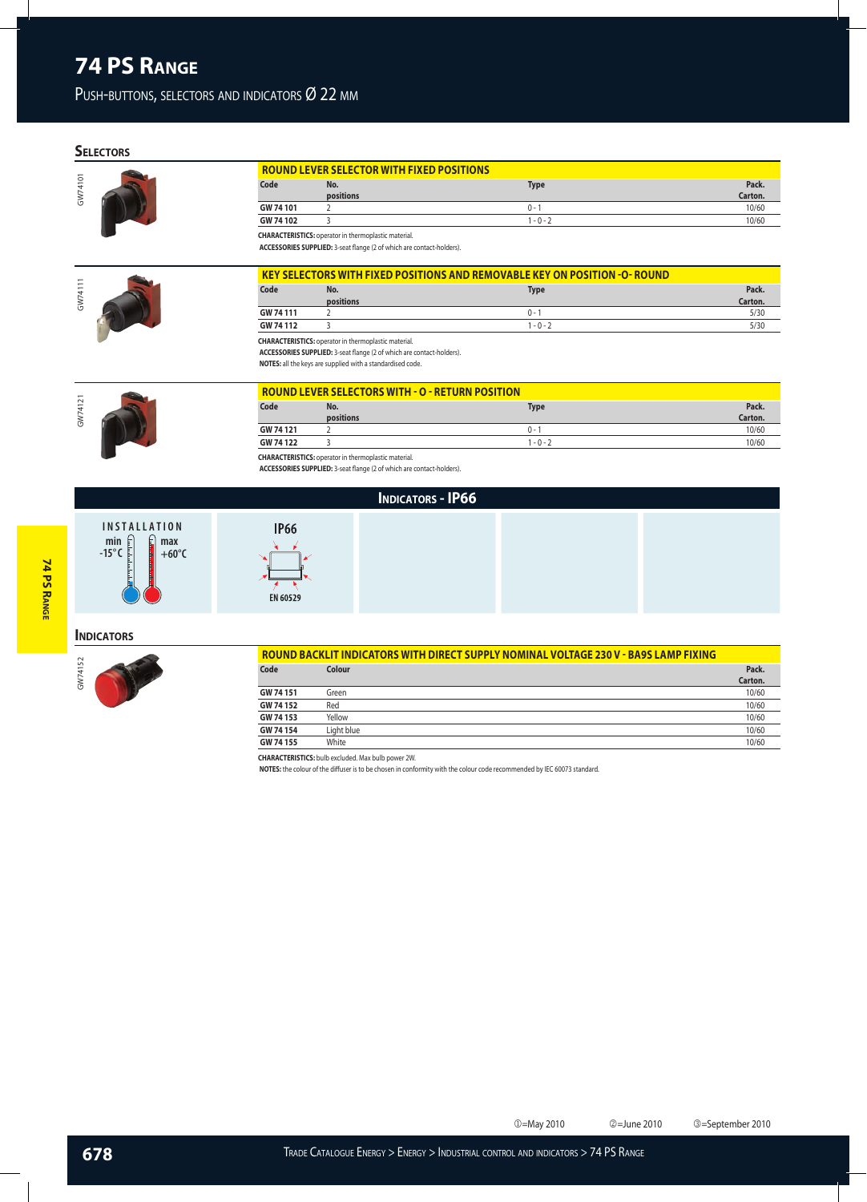# 74 PS Range

## Push-buttons, selectors and indicators Ø 22 mm

### Selectors

GW74101

**ROUND LEVER SELECTOR WITH FIXED POSITIONS**

| Code | No. positions | Type | Pack. Carton. |
|---|---|---|---|
| GW 74 101 | 2 | 0 - 1 | 10/60 |
| GW 74 102 | 3 | 1 - 0 - 2 | 10/60 |

**CHARACTERISTICS:** operator in thermoplastic material.
**ACCESSORIES SUPPLIED:** 3-seat flange (2 of which are contact-holders).

GW74111

**KEY SELECTORS WITH FIXED POSITIONS AND REMOVABLE KEY ON POSITION -O- ROUND**

| Code | No. positions | Type | Pack. Carton. |
|---|---|---|---|
| GW 74 111 | 2 | 0 - 1 | 5/30 |
| GW 74 112 | 3 | 1 - 0 - 2 | 5/30 |

**CHARACTERISTICS:** operator in thermoplastic material.
**ACCESSORIES SUPPLIED:** 3-seat flange (2 of which are contact-holders).
**NOTES:** all the keys are supplied with a standardised code.

GW74121

**ROUND LEVER SELECTORS WITH - O - RETURN POSITION**

| Code | No. positions | Type | Pack. Carton. |
|---|---|---|---|
| GW 74 121 | 2 | 0 - 1 | 10/60 |
| GW 74 122 | 3 | 1 - 0 - 2 | 10/60 |

**CHARACTERISTICS:** operator in thermoplastic material.
**ACCESSORIES SUPPLIED:** 3-seat flange (2 of which are contact-holders).

### Indicators - IP66

INSTALLATION min -15°C max +60°C

IP66 EN 60529

### Indicators

GW74152

**ROUND BACKLIT INDICATORS WITH DIRECT SUPPLY NOMINAL VOLTAGE 230 V - BA9S LAMP FIXING**

| Code | Colour | Pack. Carton. |
|---|---|---|
| GW 74 151 | Green | 10/60 |
| GW 74 152 | Red | 10/60 |
| GW 74 153 | Yellow | 10/60 |
| GW 74 154 | Light blue | 10/60 |
| GW 74 155 | White | 10/60 |

**CHARACTERISTICS:** bulb excluded. Max bulb power 2W.
**NOTES:** the colour of the diffuser is to be chosen in conformity with the colour code recommended by IEC 60073 standard.

①=May 2010 ②=June 2010 ③=September 2010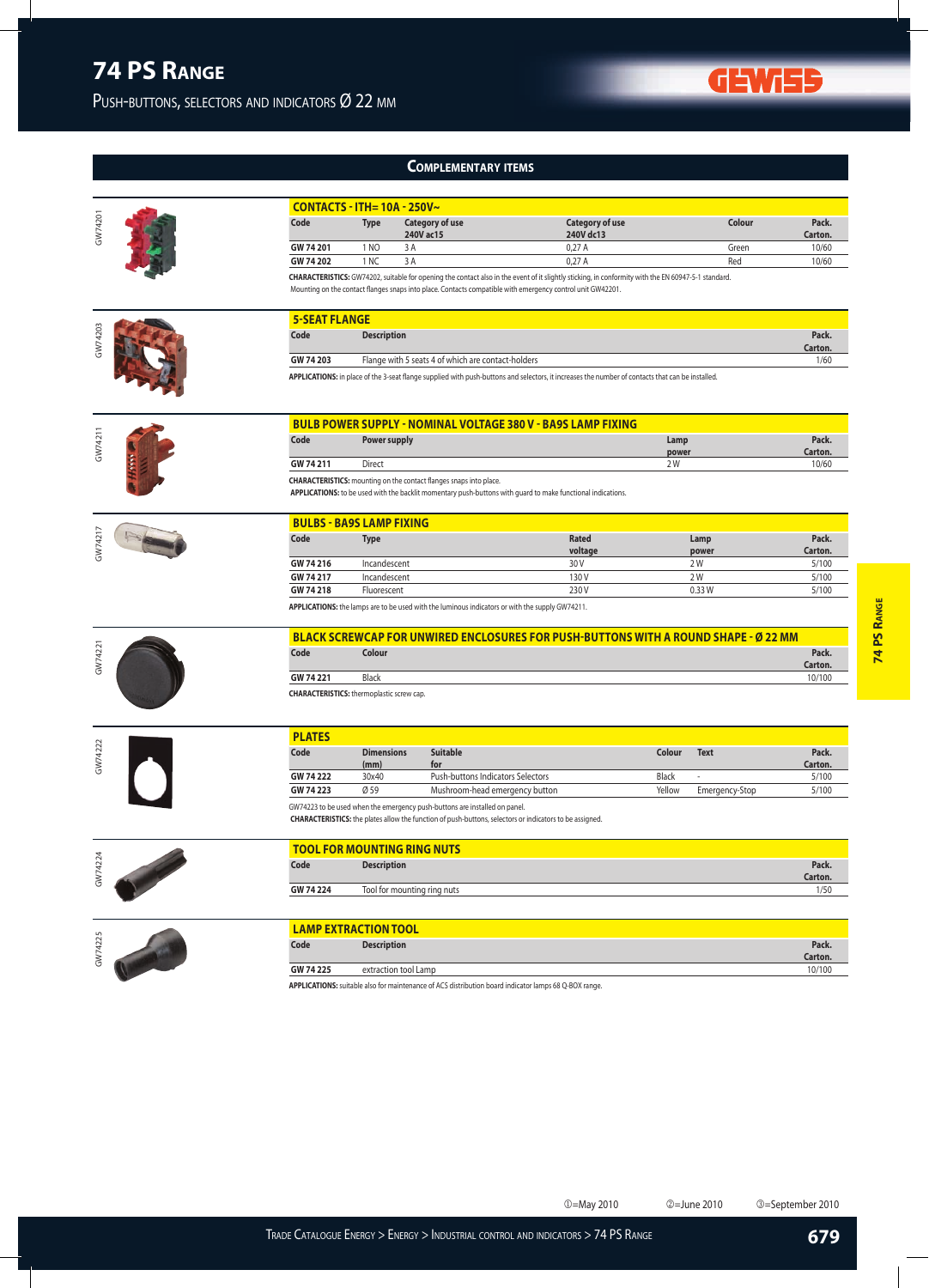# 74 PS Range

## Push-buttons, selectors and indicators Ø 22 mm

## Complementary items

GW74201

### CONTACTS - ITH= 10A - 250V~

| Code | Type | Category of use 240V ac15 | Category of use 240V dc13 | Colour | Pack. Carton. |
|---|---|---|---|---|---|
| GW 74 201 | 1 NO | 3 A | 0,27 A | Green | 10/60 |
| GW 74 202 | 1 NC | 3 A | 0,27 A | Red | 10/60 |

**CHARACTERISTICS:** GW74202, suitable for opening the contact also in the event of it slightly sticking, in conformity with the EN 60947-5-1 standard. Mounting on the contact flanges snaps into place. Contacts compatible with emergency control unit GW42201.

GW74203

### 5-SEAT FLANGE

| Code | Description | Pack. Carton. |
|---|---|---|
| GW 74 203 | Flange with 5 seats 4 of which are contact-holders | 1/60 |

**APPLICATIONS:** in place of the 3-seat flange supplied with push-buttons and selectors, it increases the number of contacts that can be installed.

GW74211

### BULB POWER SUPPLY - NOMINAL VOLTAGE 380 V - BA9S LAMP FIXING

| Code | Power supply | Lamp power | Pack. Carton. |
|---|---|---|---|
| GW 74 211 | Direct | 2 W | 10/60 |

**CHARACTERISTICS:** mounting on the contact flanges snaps into place.
**APPLICATIONS:** to be used with the backlit momentary push-buttons with guard to make functional indications.

GW74217

### BULBS - BA9S LAMP FIXING

| Code | Type | Rated voltage | Lamp power | Pack. Carton. |
|---|---|---|---|---|
| GW 74 216 | Incandescent | 30 V | 2 W | 5/100 |
| GW 74 217 | Incandescent | 130 V | 2 W | 5/100 |
| GW 74 218 | Fluorescent | 230 V | 0.33 W | 5/100 |

**APPLICATIONS:** the lamps are to be used with the luminous indicators or with the supply GW74211.

GW74221

### BLACK SCREWCAP FOR UNWIRED ENCLOSURES FOR PUSH-BUTTONS WITH A ROUND SHAPE - Ø 22 MM

| Code | Colour | Pack. Carton. |
|---|---|---|
| GW 74 221 | Black | 10/100 |

**CHARACTERISTICS:** thermoplastic screw cap.

GW74222

### PLATES

| Code | Dimensions (mm) | Suitable for | Colour | Text | Pack. Carton. |
|---|---|---|---|---|---|
| GW 74 222 | 30x40 | Push-buttons Indicators Selectors | Black | - | 5/100 |
| GW 74 223 | Ø 59 | Mushroom-head emergency button | Yellow | Emergency-Stop | 5/100 |

GW74223 to be used when the emergency push-buttons are installed on panel.
**CHARACTERISTICS:** the plates allow the function of push-buttons, selectors or indicators to be assigned.

GW74224

### TOOL FOR MOUNTING RING NUTS

| Code | Description | Pack. Carton. |
|---|---|---|
| GW 74 224 | Tool for mounting ring nuts | 1/50 |

GW74225

### LAMP EXTRACTION TOOL

| Code | Description | Pack. Carton. |
|---|---|---|
| GW 74 225 | extraction tool Lamp | 10/100 |

**APPLICATIONS:** suitable also for maintenance of ACS distribution board indicator lamps 68 Q-BOX range.

①=May 2010 ②=June 2010 ③=September 2010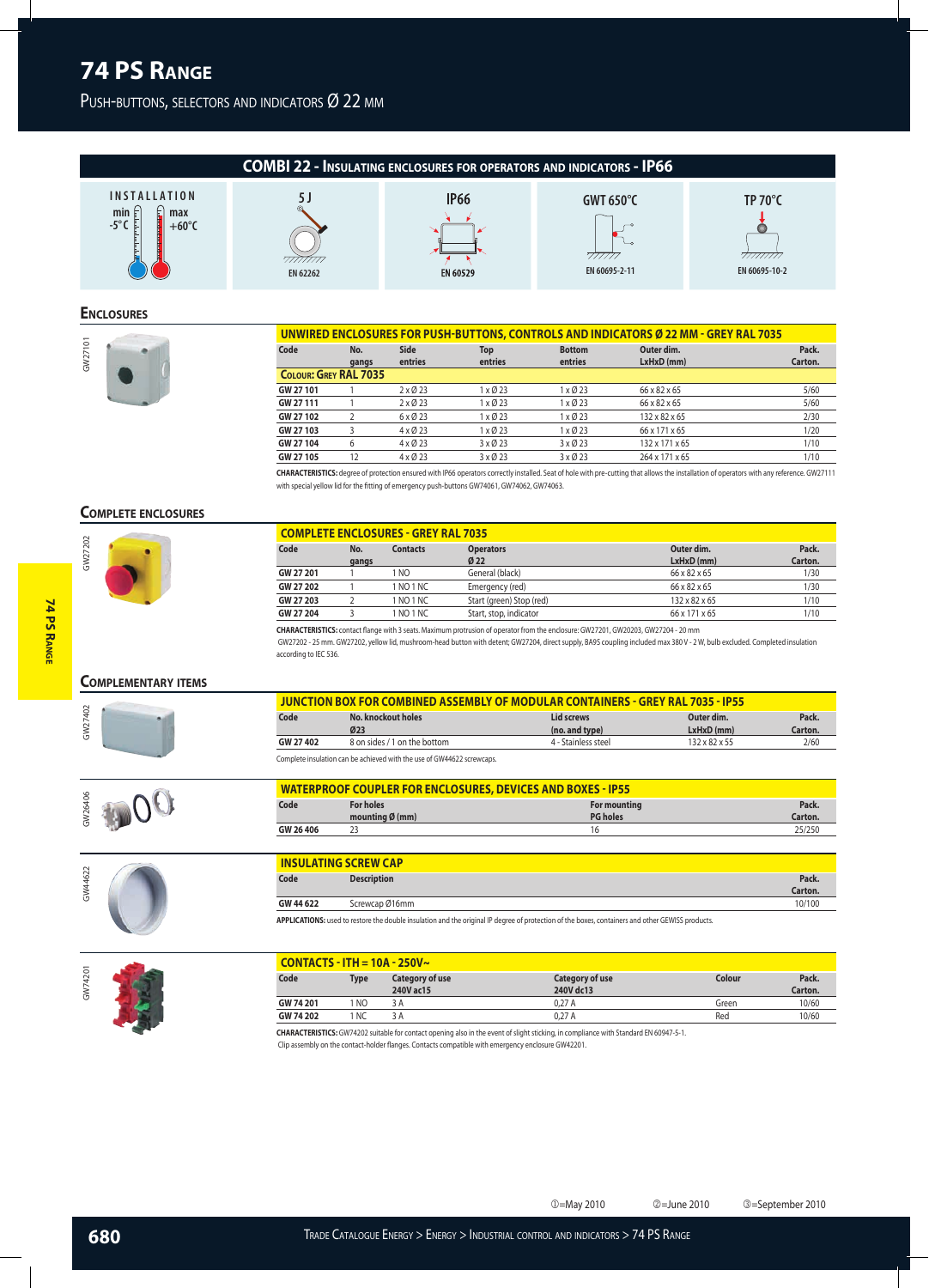# 74 PS Range

## Push-buttons, selectors and indicators Ø 22 mm

## COMBI 22 - Insulating enclosures for operators and indicators - IP66

INSTALLATION min -5°C max +60°C | 5 J EN 62262 | IP66 EN 60529 | GWT 650°C EN 60695-2-11 | TP 70°C EN 60695-10-2

### Enclosures

GW27101

**UNWIRED ENCLOSURES FOR PUSH-BUTTONS, CONTROLS AND INDICATORS Ø 22 MM - GREY RAL 7035**

| Code | No. gangs | Side entries | Top entries | Bottom entries | Outer dim. LxHxD (mm) | Pack. Carton. |
|---|---|---|---|---|---|---|
| **Colour: Grey RAL 7035** | | | | | | |
| GW 27 101 | 1 | 2 x Ø 23 | 1 x Ø 23 | 1 x Ø 23 | 66 x 82 x 65 | 5/60 |
| GW 27 111 | 1 | 2 x Ø 23 | 1 x Ø 23 | 1 x Ø 23 | 66 x 82 x 65 | 5/60 |
| GW 27 102 | 2 | 6 x Ø 23 | 1 x Ø 23 | 1 x Ø 23 | 132 x 82 x 65 | 2/30 |
| GW 27 103 | 3 | 4 x Ø 23 | 1 x Ø 23 | 1 x Ø 23 | 66 x 171 x 65 | 1/20 |
| GW 27 104 | 6 | 4 x Ø 23 | 3 x Ø 23 | 3 x Ø 23 | 132 x 171 x 65 | 1/10 |
| GW 27 105 | 12 | 4 x Ø 23 | 3 x Ø 23 | 3 x Ø 23 | 264 x 171 x 65 | 1/10 |

**CHARACTERISTICS:** degree of protection ensured with IP66 operators correctly installed. Seat of hole with pre-cutting that allows the installation of operators with any reference. GW27111 with special yellow lid for the fitting of emergency push-buttons GW74061, GW74062, GW74063.

### Complete enclosures

GW27202

**COMPLETE ENCLOSURES - GREY RAL 7035**

| Code | No. gangs | Contacts | Operators Ø 22 | Outer dim. LxHxD (mm) | Pack. Carton. |
|---|---|---|---|---|---|
| GW 27 201 | 1 | 1 NO | General (black) | 66 x 82 x 65 | 1/30 |
| GW 27 202 | 1 | 1 NO 1 NC | Emergency (red) | 66 x 82 x 65 | 1/30 |
| GW 27 203 | 2 | 1 NO 1 NC | Start (green) Stop (red) | 132 x 82 x 65 | 1/10 |
| GW 27 204 | 3 | 1 NO 1 NC | Start, stop, indicator | 66 x 171 x 65 | 1/10 |

**CHARACTERISTICS:** contact flange with 3 seats. Maximum protrusion of operator from the enclosure: GW27201, GW20203, GW27204 - 20 mm
GW27202 - 25 mm. GW27202, yellow lid, mushroom-head button with detent; GW27204, direct supply, BA9S coupling included max 380 V - 2 W, bulb excluded. Completed insulation according to IEC 536.

### Complementary items

GW27402

**JUNCTION BOX FOR COMBINED ASSEMBLY OF MODULAR CONTAINERS - GREY RAL 7035 - IP55**

| Code | No. knockout holes Ø23 | Lid screws (no. and type) | Outer dim. LxHxD (mm) | Pack. Carton. |
|---|---|---|---|---|
| GW 27 402 | 8 on sides / 1 on the bottom | 4 - Stainless steel | 132 x 82 x 55 | 2/60 |

Complete insulation can be achieved with the use of GW44622 screwcaps.

GW26406

**WATERPROOF COUPLER FOR ENCLOSURES, DEVICES AND BOXES - IP55**

| Code | For holes mounting Ø (mm) | For mounting PG holes | Pack. Carton. |
|---|---|---|---|
| GW 26 406 | 23 | 16 | 25/250 |

GW44622

**INSULATING SCREW CAP**

| Code | Description | Pack. Carton. |
|---|---|---|
| GW 44 622 | Screwcap Ø16mm | 10/100 |

**APPLICATIONS:** used to restore the double insulation and the original IP degree of protection of the boxes, containers and other GEWISS products.

GW74201

**CONTACTS - ITH = 10A - 250V~**

| Code | Type | Category of use 240V ac15 | Category of use 240V dc13 | Colour | Pack. Carton. |
|---|---|---|---|---|---|
| GW 74 201 | 1 NO | 3 A | 0,27 A | Green | 10/60 |
| GW 74 202 | 1 NC | 3 A | 0,27 A | Red | 10/60 |

**CHARACTERISTICS:** GW74202 suitable for contact opening also in the event of slight sticking, in compliance with Standard EN 60947-5-1.
Clip assembly on the contact-holder flanges. Contacts compatible with emergency enclosure GW42201.

①=May 2010 ②=June 2010 ③=September 2010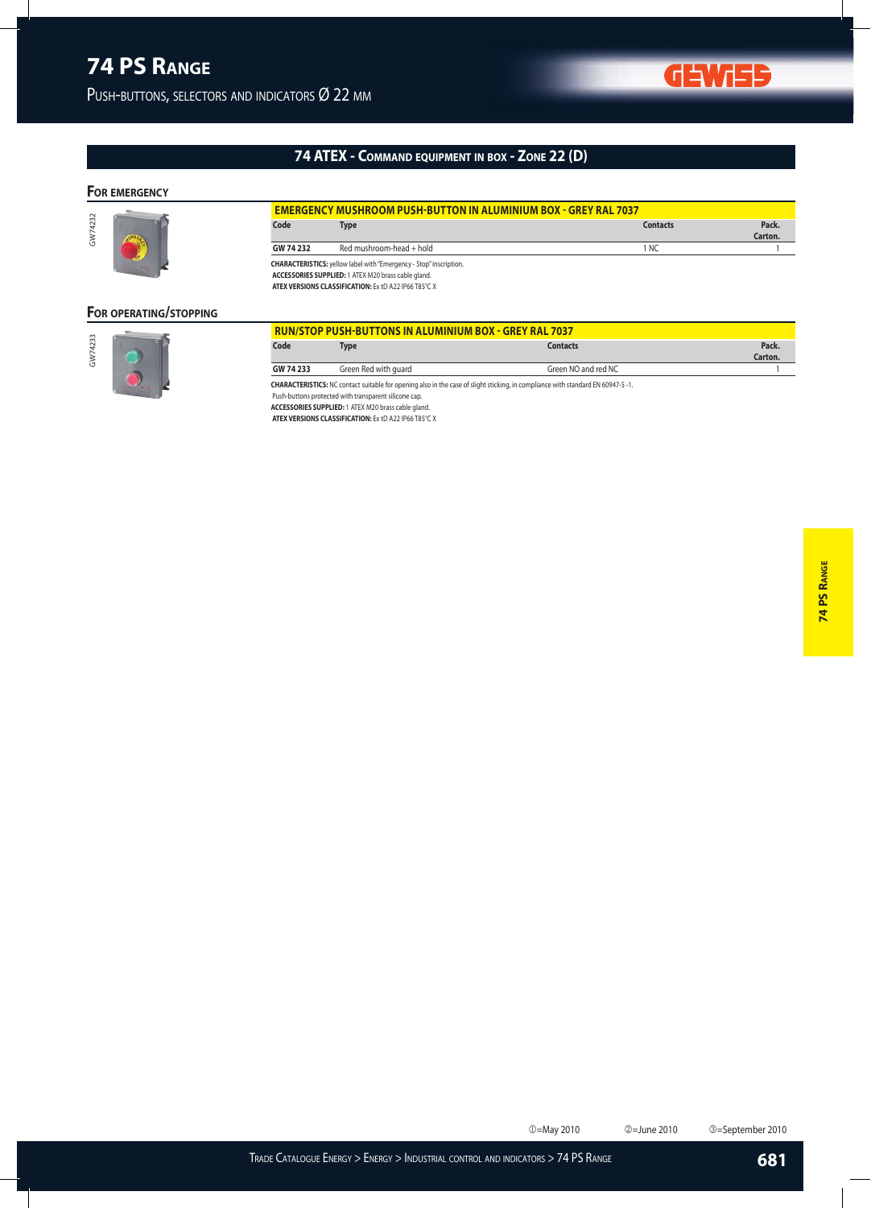# 74 PS Range

Push-buttons, selectors and indicators Ø 22 mm

## 74 ATEX - Command equipment in box - Zone 22 (D)

### For emergency

GW74232

**EMERGENCY MUSHROOM PUSH-BUTTON IN ALUMINIUM BOX - GREY RAL 7037**

| Code | Type | Contacts | Pack. Carton. |
|---|---|---|---|
| GW 74 232 | Red mushroom-head + hold | 1 NC | 1 |

**CHARACTERISTICS:** yellow label with "Emergency - Stop" inscription.
**ACCESSORIES SUPPLIED:** 1 ATEX M20 brass cable gland.
**ATEX VERSIONS CLASSIFICATION:** Ex tD A22 IP66 T85°C X

### For operating/stopping

GW74233

**RUN/STOP PUSH-BUTTONS IN ALUMINIUM BOX - GREY RAL 7037**

| Code | Type | Contacts | Pack. Carton. |
|---|---|---|---|
| GW 74 233 | Green Red with guard | Green NO and red NC | 1 |

**CHARACTERISTICS:** NC contact suitable for opening also in the case of slight sticking, in compliance with standard EN 60947-5 -1.
Push-buttons protected with transparent silicone cap.
**ACCESSORIES SUPPLIED:** 1 ATEX M20 brass cable gland.
**ATEX VERSIONS CLASSIFICATION:** Ex tD A22 IP66 T85°C X

①=May 2010 ②=June 2010 ③=September 2010